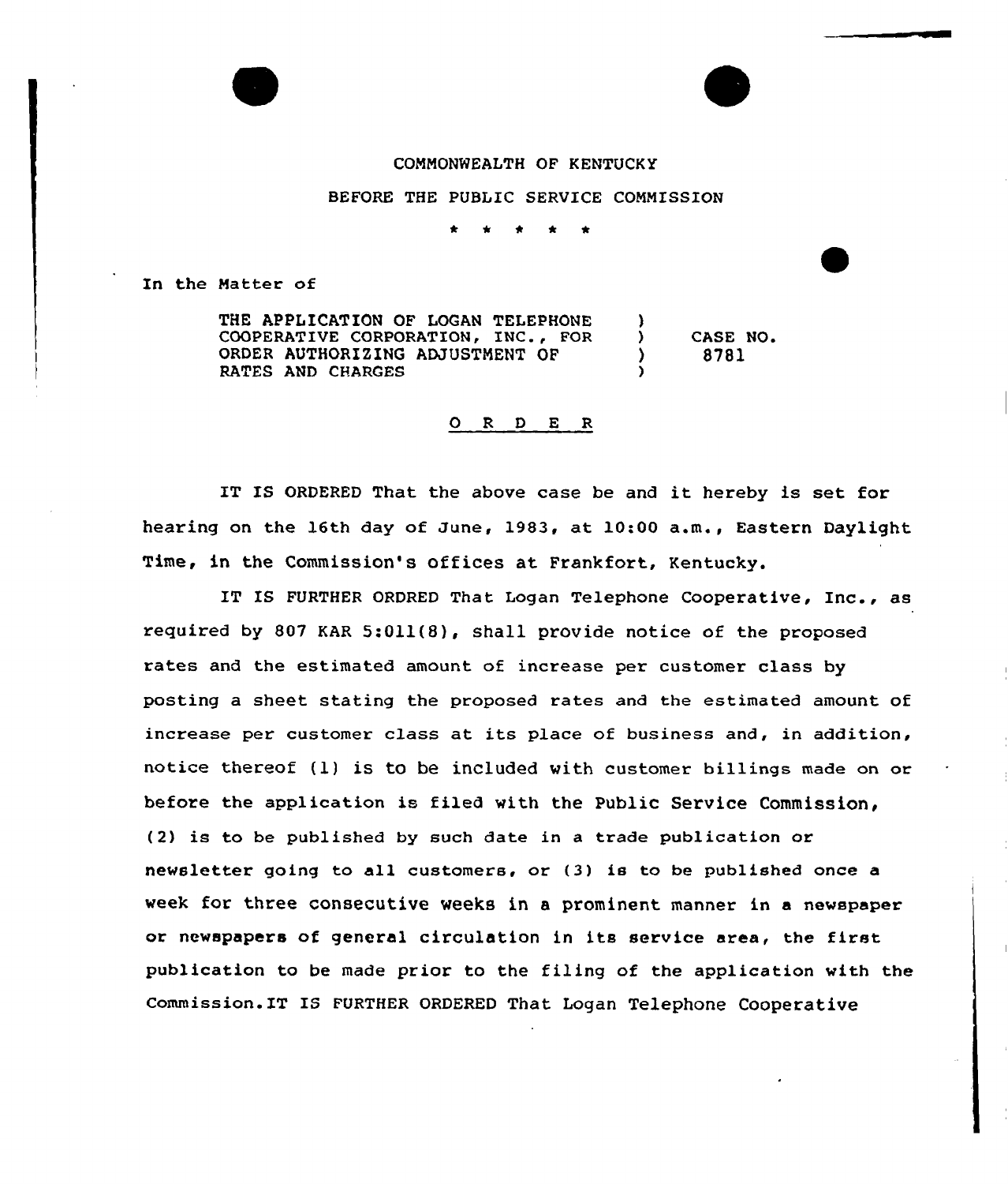COMMONWEALTH OF KENTUCKY

BEFORE THE PUBLIC SERVICE COMMISSION

\* \* \* \* \*

In the Matter of

THE APPLICATION OF LOGAN TELEPHONE COOPERATIVE CORPORATION, INC., FOR ORDER AUTHORIZING ADJUSTMENT OF RATES AND CHARGES ) CASE NO. 8781

# O R D E R

IT IS ORDERED That the above case be and it hereby is set for hearing on the 16th day of June, 1983, at 10:00 a.m., Eastern Daylight Time, in the Commission's offices at Frankfort, Kentucky.

IT IS FURTHER ORDRED That Logan Telephone Cooperative, Inc., as required by 807 KAR 5:011(8), shall provide notice of the proposed rates and the estimated amount of increase per customer class by posting a sheet stating the proposed rates and the estimated amount of increase per customer class at its place of business and, in addition, notice thereof (1) is to be included with customer billings made on or before the application is filed with the Public Service Commission, (2) is to be published by such date in a trade publication or newsletter going to all customers, or (3) is to be published once a week for three consecutive weeks in a prominent manner in a newspaper or newspapers of general circulation in its service area, the first publication to be made prior to the filing of the application with the Commission.IT IS FURTHER ORDERED That Logan Telephone Cooperative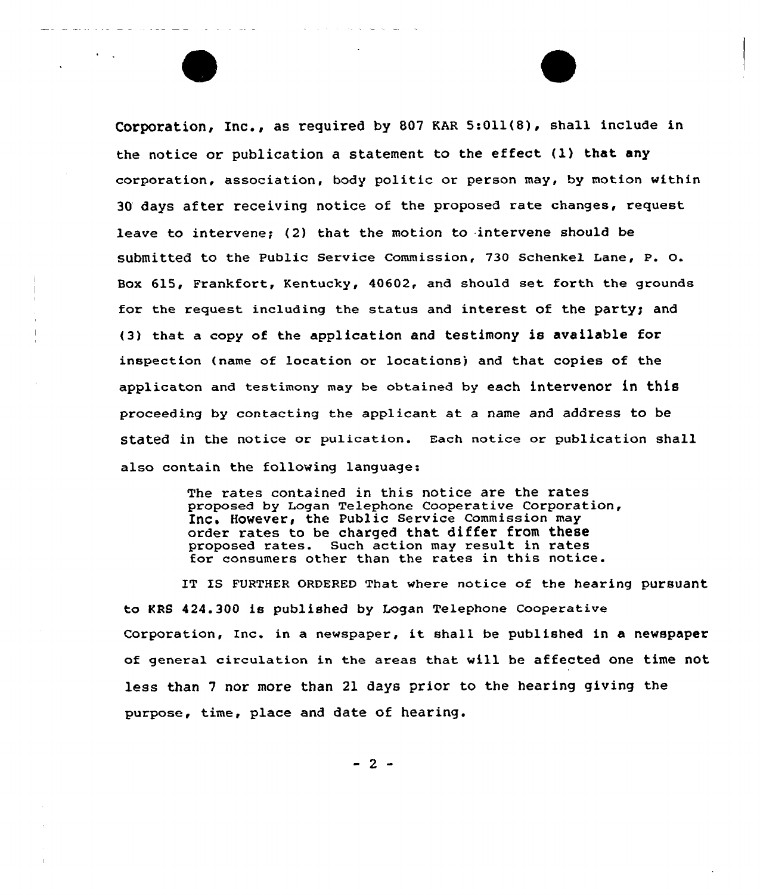Corporation, Inc., as required by 807 KAR 5:011(8), shall include in the notice or publication a statement to the effect (1) that any corporation, association, body politic or person may, by motion within 30 days after receiving notice of the proposed rate changes, request leave to intervene; (2) that the motion to intervene should be submitted to the Public Service Commission, 730 Schenkel Lane, P. O. Box 615, Frankfort, Kentucky, 40602, and should set forth the grounds for the request including the status and interest of the party; and (3) that a copy of the application and testimony is available for inspection (name of location or locations) and that copies of the applicaton and testimony may be obtained by each intervenor in this proceeding by contacting the applicant at a name and address to be stated in the notice or pulication. Each notice or publication shall also contain the following language:

> The rates contained in this notice are the rates proposed by Logan Telephone Cooperative Corporation, Inc. However, the Public Service Commission may order rates to be charged that differ from these proposed rates. Such action may result in rates for consumers other than the rates in this notice.

IT IS FURTHER ORDERED That where notice of the hearing pursuant to KRS 424.300 is published by Logan Telephone Cooperative Corporation, Inc. in a newspaper, it shall be published in a newspaper of general circulation in the areas that will be affected one time not less than 7 nor more than 21 days prior to the hearing giving the purpose, time, place and date of hearing.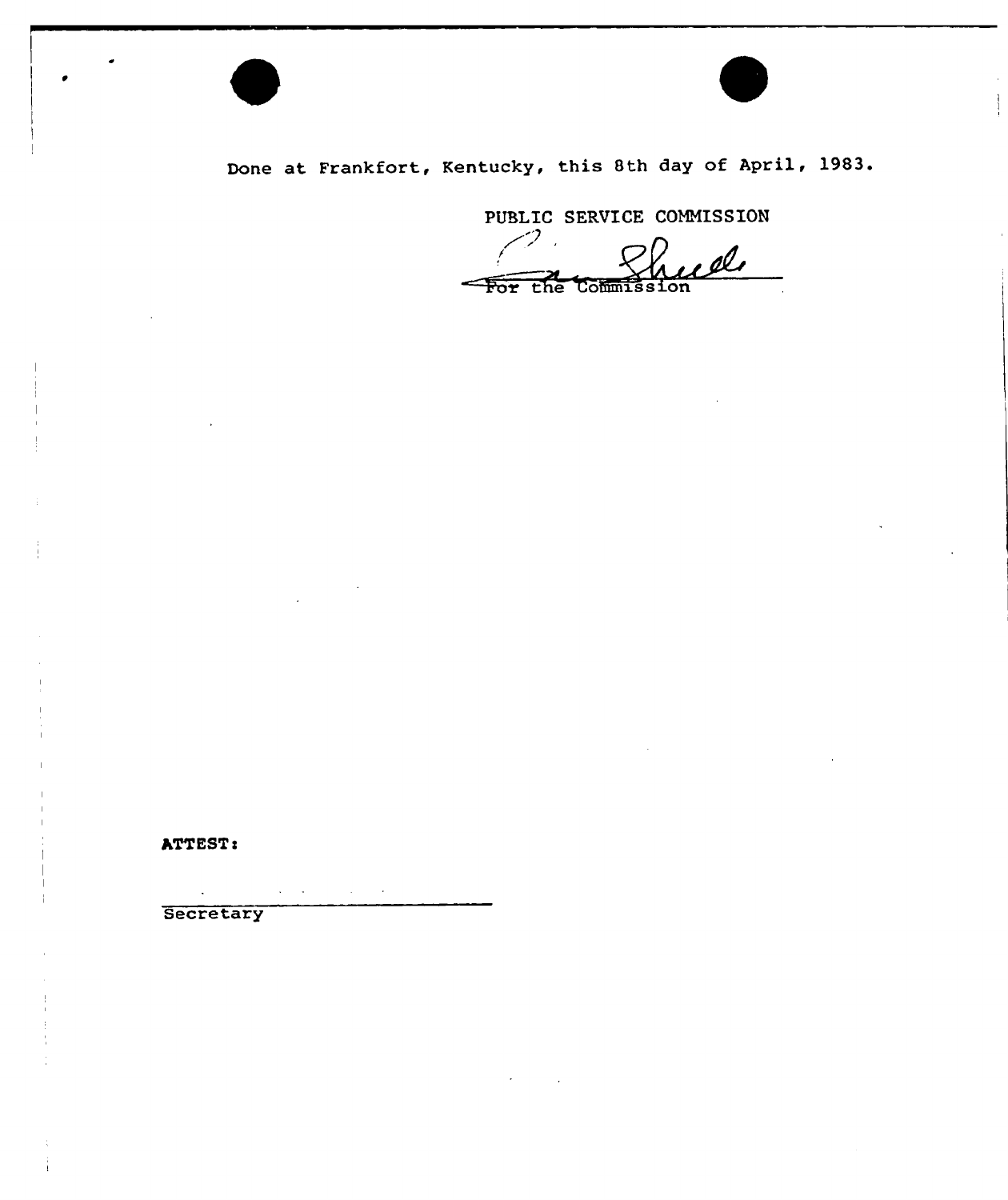Done at Frankfort, Kentucky, this 8th day of April, 1983.

PUBLIC SERVICE COMMISSION

For the Commission

ATTEST:

Secretary